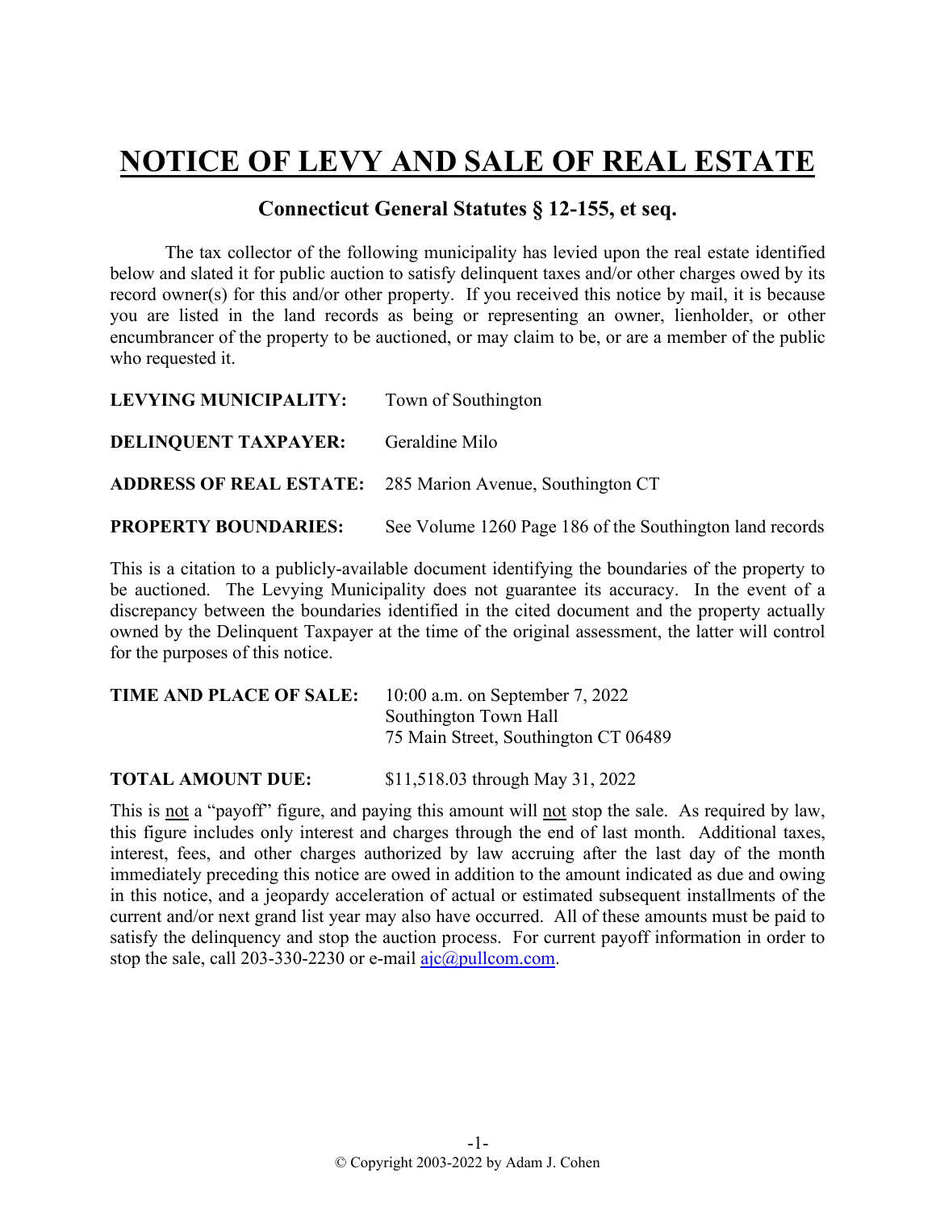# NOTICE OF LEVY AND SALE OF REAL ESTATE

## Connecticut General Statutes § 12-155, et seq.

The tax collector of the following municipality has levied upon the real estate identified below and slated it for public auction to satisfy delinquent taxes and/or other charges owed by its record owner(s) for this and/or other property. If you received this notice by mail, it is because you are listed in the land records as being or representing an owner, lienholder, or other encumbrancer of the property to be auctioned, or may claim to be, or are a member of the public who requested it.

**LEVYING MUNICIPALITY:** Town of Southington

**DELINQUENT TAXPAYER:** Geraldine Milo

**ADDRESS OF REAL ESTATE:** 285 Marion Avenue, Southington CT

**PROPERTY BOUNDARIES:** See Volume 1260 Page 186 of the Southington land records

This is a citation to a publicly-available document identifying the boundaries of the property to be auctioned. The Levying Municipality does not guarantee its accuracy. In the event of a discrepancy between the boundaries identified in the cited document and the property actually owned by the Delinquent Taxpayer at the time of the original assessment, the latter will control for the purposes of this notice.

**TIME AND PLACE OF SALE:** 10:00 a.m. on September 7, 2022
Southington Town Hall
75 Main Street, Southington CT 06489

**TOTAL AMOUNT DUE:** $11,518.03 through May 31, 2022

This is not a "payoff" figure, and paying this amount will not stop the sale. As required by law, this figure includes only interest and charges through the end of last month. Additional taxes, interest, fees, and other charges authorized by law accruing after the last day of the month immediately preceding this notice are owed in addition to the amount indicated as due and owing in this notice, and a jeopardy acceleration of actual or estimated subsequent installments of the current and/or next grand list year may also have occurred. All of these amounts must be paid to satisfy the delinquency and stop the auction process. For current payoff information in order to stop the sale, call 203-330-2230 or e-mail ajc@pullcom.com.

© Copyright 2003-2022 by Adam J. Cohen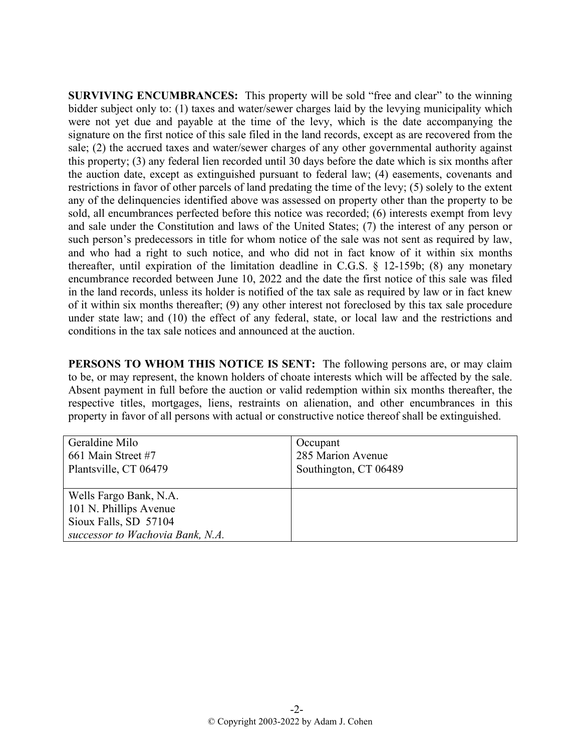**SURVIVING ENCUMBRANCES:** This property will be sold "free and clear" to the winning bidder subject only to: (1) taxes and water/sewer charges laid by the levying municipality which were not yet due and payable at the time of the levy, which is the date accompanying the signature on the first notice of this sale filed in the land records, except as are recovered from the sale; (2) the accrued taxes and water/sewer charges of any other governmental authority against this property; (3) any federal lien recorded until 30 days before the date which is six months after the auction date, except as extinguished pursuant to federal law; (4) easements, covenants and restrictions in favor of other parcels of land predating the time of the levy; (5) solely to the extent any of the delinquencies identified above was assessed on property other than the property to be sold, all encumbrances perfected before this notice was recorded; (6) interests exempt from levy and sale under the Constitution and laws of the United States; (7) the interest of any person or such person's predecessors in title for whom notice of the sale was not sent as required by law, and who had a right to such notice, and who did not in fact know of it within six months thereafter, until expiration of the limitation deadline in C.G.S. § 12-159b; (8) any monetary encumbrance recorded between June 10, 2022 and the date the first notice of this sale was filed in the land records, unless its holder is notified of the tax sale as required by law or in fact knew of it within six months thereafter; (9) any other interest not foreclosed by this tax sale procedure under state law; and (10) the effect of any federal, state, or local law and the restrictions and conditions in the tax sale notices and announced at the auction.

**PERSONS TO WHOM THIS NOTICE IS SENT:** The following persons are, or may claim to be, or may represent, the known holders of choate interests which will be affected by the sale. Absent payment in full before the auction or valid redemption within six months thereafter, the respective titles, mortgages, liens, restraints on alienation, and other encumbrances in this property in favor of all persons with actual or constructive notice thereof shall be extinguished.

| | |
|---|---|
| Geraldine Milo<br>661 Main Street #7<br>Plantsville, CT 06479 | Occupant<br>285 Marion Avenue<br>Southington, CT 06489 |
| Wells Fargo Bank, N.A.<br>101 N. Phillips Avenue<br>Sioux Falls, SD 57104<br>*successor to Wachovia Bank, N.A.* | |

© Copyright 2003-2022 by Adam J. Cohen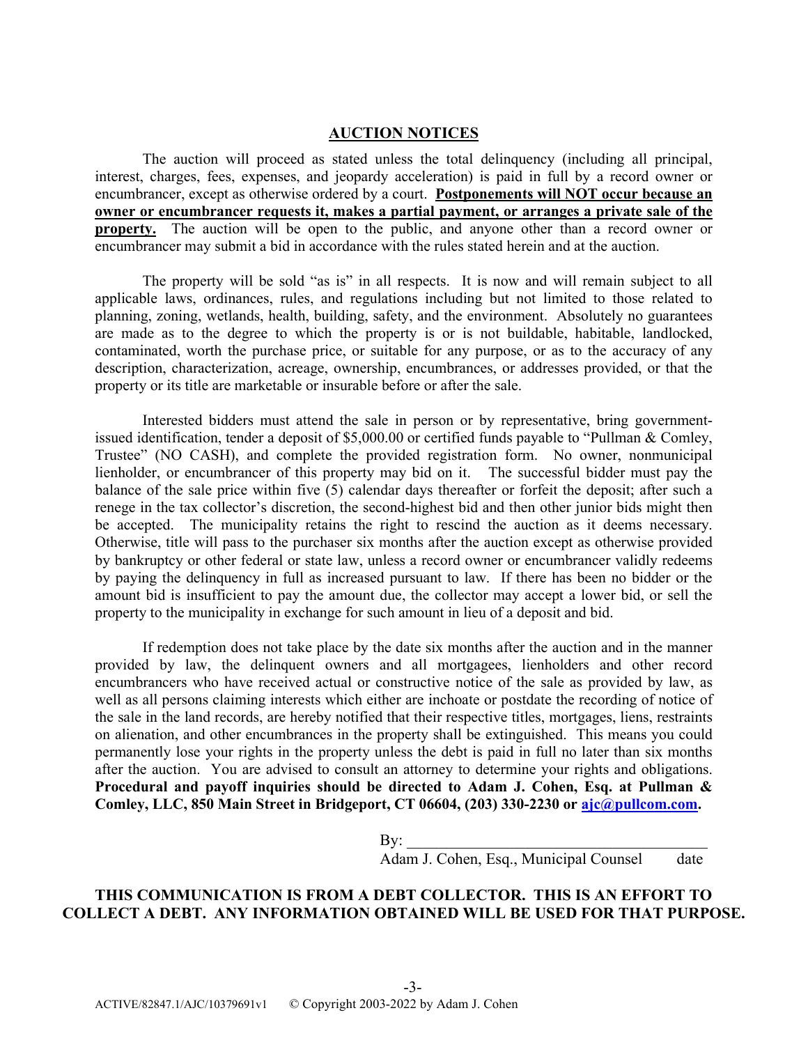## AUCTION NOTICES

The auction will proceed as stated unless the total delinquency (including all principal, interest, charges, fees, expenses, and jeopardy acceleration) is paid in full by a record owner or encumbrancer, except as otherwise ordered by a court. **Postponements will NOT occur because an owner or encumbrancer requests it, makes a partial payment, or arranges a private sale of the property.** The auction will be open to the public, and anyone other than a record owner or encumbrancer may submit a bid in accordance with the rules stated herein and at the auction.

The property will be sold "as is" in all respects. It is now and will remain subject to all applicable laws, ordinances, rules, and regulations including but not limited to those related to planning, zoning, wetlands, health, building, safety, and the environment. Absolutely no guarantees are made as to the degree to which the property is or is not buildable, habitable, landlocked, contaminated, worth the purchase price, or suitable for any purpose, or as to the accuracy of any description, characterization, acreage, ownership, encumbrances, or addresses provided, or that the property or its title are marketable or insurable before or after the sale.

Interested bidders must attend the sale in person or by representative, bring government-issued identification, tender a deposit of $5,000.00 or certified funds payable to "Pullman & Comley, Trustee" (NO CASH), and complete the provided registration form. No owner, nonmunicipal lienholder, or encumbrancer of this property may bid on it. The successful bidder must pay the balance of the sale price within five (5) calendar days thereafter or forfeit the deposit; after such a renege in the tax collector's discretion, the second-highest bid and then other junior bids might then be accepted. The municipality retains the right to rescind the auction as it deems necessary. Otherwise, title will pass to the purchaser six months after the auction except as otherwise provided by bankruptcy or other federal or state law, unless a record owner or encumbrancer validly redeems by paying the delinquency in full as increased pursuant to law. If there has been no bidder or the amount bid is insufficient to pay the amount due, the collector may accept a lower bid, or sell the property to the municipality in exchange for such amount in lieu of a deposit and bid.

If redemption does not take place by the date six months after the auction and in the manner provided by law, the delinquent owners and all mortgagees, lienholders and other record encumbrancers who have received actual or constructive notice of the sale as provided by law, as well as all persons claiming interests which either are inchoate or postdate the recording of notice of the sale in the land records, are hereby notified that their respective titles, mortgages, liens, restraints on alienation, and other encumbrances in the property shall be extinguished. This means you could permanently lose your rights in the property unless the debt is paid in full no later than six months after the auction. You are advised to consult an attorney to determine your rights and obligations. **Procedural and payoff inquiries should be directed to Adam J. Cohen, Esq. at Pullman & Comley, LLC, 850 Main Street in Bridgeport, CT 06604, (203) 330-2230 or ajc@pullcom.com.**

By: ____________________________________
Adam J. Cohen, Esq., Municipal Counsel date

**THIS COMMUNICATION IS FROM A DEBT COLLECTOR. THIS IS AN EFFORT TO COLLECT A DEBT. ANY INFORMATION OBTAINED WILL BE USED FOR THAT PURPOSE.**

ACTIVE/82847.1/AJC/10379691v1 © Copyright 2003-2022 by Adam J. Cohen